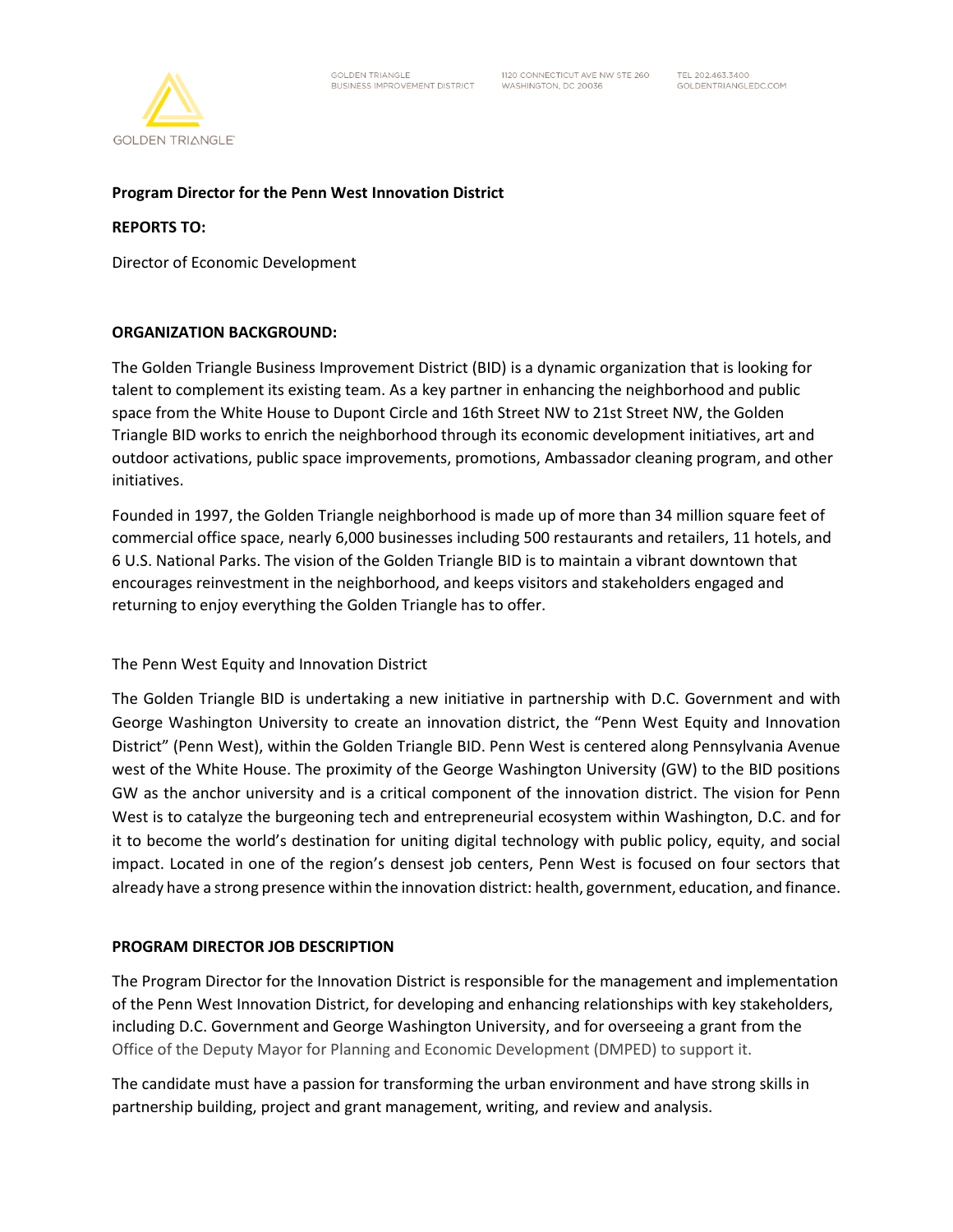GOLDEN TRIANGLE
BUSINESS IMPROVEMENT DISTRICT

1120 CONNECTICUT AVE NW STE 260
WASHINGTON, DC 20036

TEL 202.463.3400
GOLDENTRIANGLEDC.COM

**Program Director for the Penn West Innovation District**

**REPORTS TO:**

Director of Economic Development

**ORGANIZATION BACKGROUND:**

The Golden Triangle Business Improvement District (BID) is a dynamic organization that is looking for talent to complement its existing team. As a key partner in enhancing the neighborhood and public space from the White House to Dupont Circle and 16th Street NW to 21st Street NW, the Golden Triangle BID works to enrich the neighborhood through its economic development initiatives, art and outdoor activations, public space improvements, promotions, Ambassador cleaning program, and other initiatives.

Founded in 1997, the Golden Triangle neighborhood is made up of more than 34 million square feet of commercial office space, nearly 6,000 businesses including 500 restaurants and retailers, 11 hotels, and 6 U.S. National Parks. The vision of the Golden Triangle BID is to maintain a vibrant downtown that encourages reinvestment in the neighborhood, and keeps visitors and stakeholders engaged and returning to enjoy everything the Golden Triangle has to offer.

The Penn West Equity and Innovation District

The Golden Triangle BID is undertaking a new initiative in partnership with D.C. Government and with George Washington University to create an innovation district, the "Penn West Equity and Innovation District" (Penn West), within the Golden Triangle BID. Penn West is centered along Pennsylvania Avenue west of the White House. The proximity of the George Washington University (GW) to the BID positions GW as the anchor university and is a critical component of the innovation district. The vision for Penn West is to catalyze the burgeoning tech and entrepreneurial ecosystem within Washington, D.C. and for it to become the world's destination for uniting digital technology with public policy, equity, and social impact. Located in one of the region's densest job centers, Penn West is focused on four sectors that already have a strong presence within the innovation district: health, government, education, and finance.

**PROGRAM DIRECTOR JOB DESCRIPTION**

The Program Director for the Innovation District is responsible for the management and implementation of the Penn West Innovation District, for developing and enhancing relationships with key stakeholders, including D.C. Government and George Washington University, and for overseeing a grant from the Office of the Deputy Mayor for Planning and Economic Development (DMPED) to support it.

The candidate must have a passion for transforming the urban environment and have strong skills in partnership building, project and grant management, writing, and review and analysis.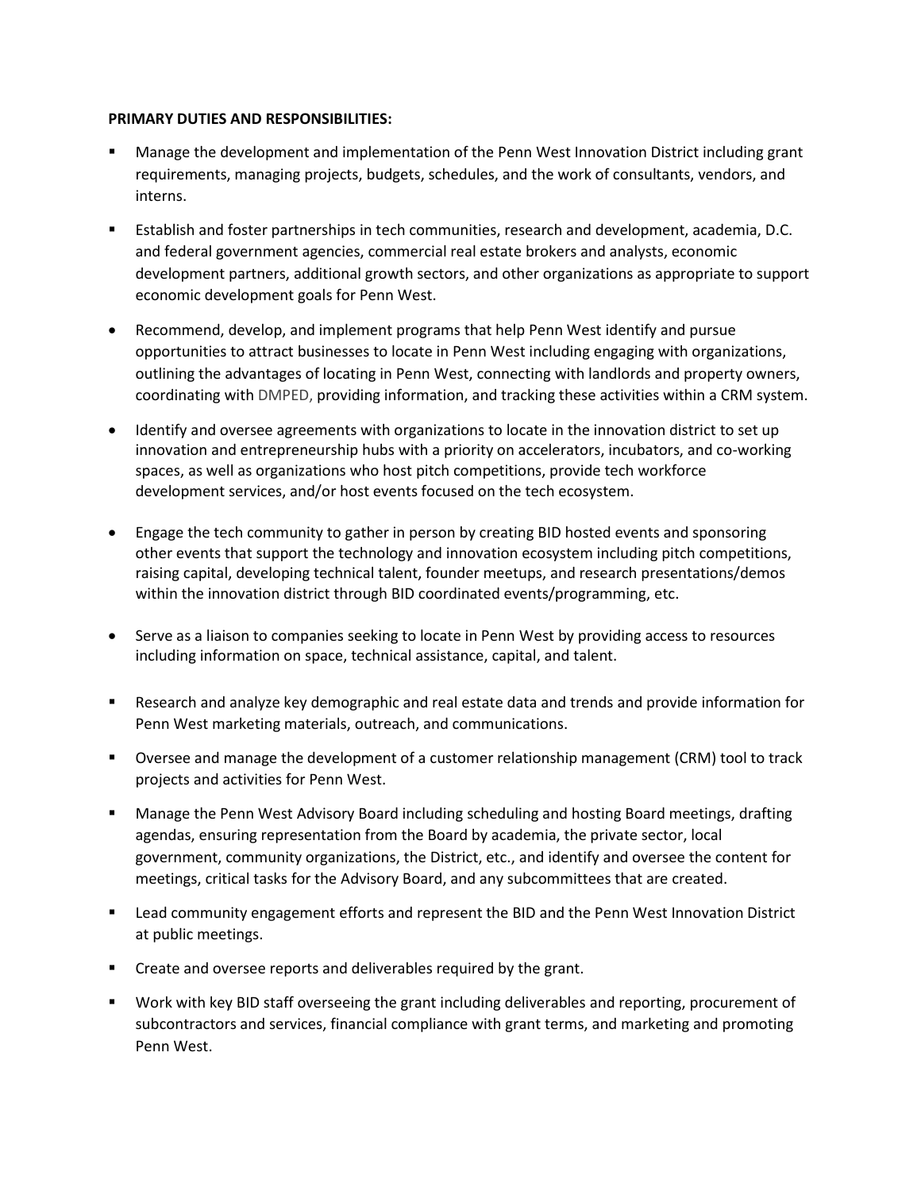**PRIMARY DUTIES AND RESPONSIBILITIES:**

- Manage the development and implementation of the Penn West Innovation District including grant requirements, managing projects, budgets, schedules, and the work of consultants, vendors, and interns.
- Establish and foster partnerships in tech communities, research and development, academia, D.C. and federal government agencies, commercial real estate brokers and analysts, economic development partners, additional growth sectors, and other organizations as appropriate to support economic development goals for Penn West.
- Recommend, develop, and implement programs that help Penn West identify and pursue opportunities to attract businesses to locate in Penn West including engaging with organizations, outlining the advantages of locating in Penn West, connecting with landlords and property owners, coordinating with DMPED, providing information, and tracking these activities within a CRM system.
- Identify and oversee agreements with organizations to locate in the innovation district to set up innovation and entrepreneurship hubs with a priority on accelerators, incubators, and co-working spaces, as well as organizations who host pitch competitions, provide tech workforce development services, and/or host events focused on the tech ecosystem.
- Engage the tech community to gather in person by creating BID hosted events and sponsoring other events that support the technology and innovation ecosystem including pitch competitions, raising capital, developing technical talent, founder meetups, and research presentations/demos within the innovation district through BID coordinated events/programming, etc.
- Serve as a liaison to companies seeking to locate in Penn West by providing access to resources including information on space, technical assistance, capital, and talent.
- Research and analyze key demographic and real estate data and trends and provide information for Penn West marketing materials, outreach, and communications.
- Oversee and manage the development of a customer relationship management (CRM) tool to track projects and activities for Penn West.
- Manage the Penn West Advisory Board including scheduling and hosting Board meetings, drafting agendas, ensuring representation from the Board by academia, the private sector, local government, community organizations, the District, etc., and identify and oversee the content for meetings, critical tasks for the Advisory Board, and any subcommittees that are created.
- Lead community engagement efforts and represent the BID and the Penn West Innovation District at public meetings.
- Create and oversee reports and deliverables required by the grant.
- Work with key BID staff overseeing the grant including deliverables and reporting, procurement of subcontractors and services, financial compliance with grant terms, and marketing and promoting Penn West.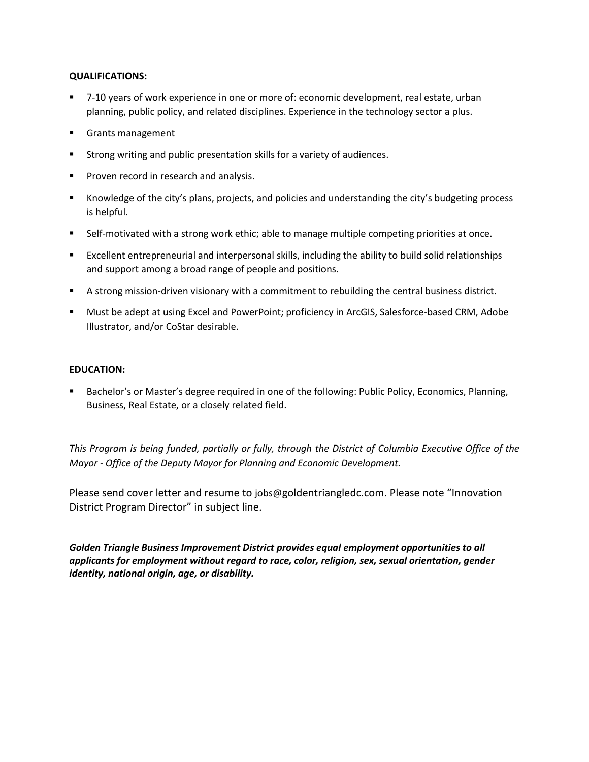**QUALIFICATIONS:**

- 7-10 years of work experience in one or more of: economic development, real estate, urban planning, public policy, and related disciplines. Experience in the technology sector a plus.
- Grants management
- Strong writing and public presentation skills for a variety of audiences.
- Proven record in research and analysis.
- Knowledge of the city's plans, projects, and policies and understanding the city's budgeting process is helpful.
- Self-motivated with a strong work ethic; able to manage multiple competing priorities at once.
- Excellent entrepreneurial and interpersonal skills, including the ability to build solid relationships and support among a broad range of people and positions.
- A strong mission-driven visionary with a commitment to rebuilding the central business district.
- Must be adept at using Excel and PowerPoint; proficiency in ArcGIS, Salesforce-based CRM, Adobe Illustrator, and/or CoStar desirable.

**EDUCATION:**

- Bachelor's or Master's degree required in one of the following: Public Policy, Economics, Planning, Business, Real Estate, or a closely related field.

*This Program is being funded, partially or fully, through the District of Columbia Executive Office of the Mayor - Office of the Deputy Mayor for Planning and Economic Development.*

Please send cover letter and resume to jobs@goldentriangledc.com. Please note "Innovation District Program Director" in subject line.

***Golden Triangle Business Improvement District provides equal employment opportunities to all applicants for employment without regard to race, color, religion, sex, sexual orientation, gender identity, national origin, age, or disability.***